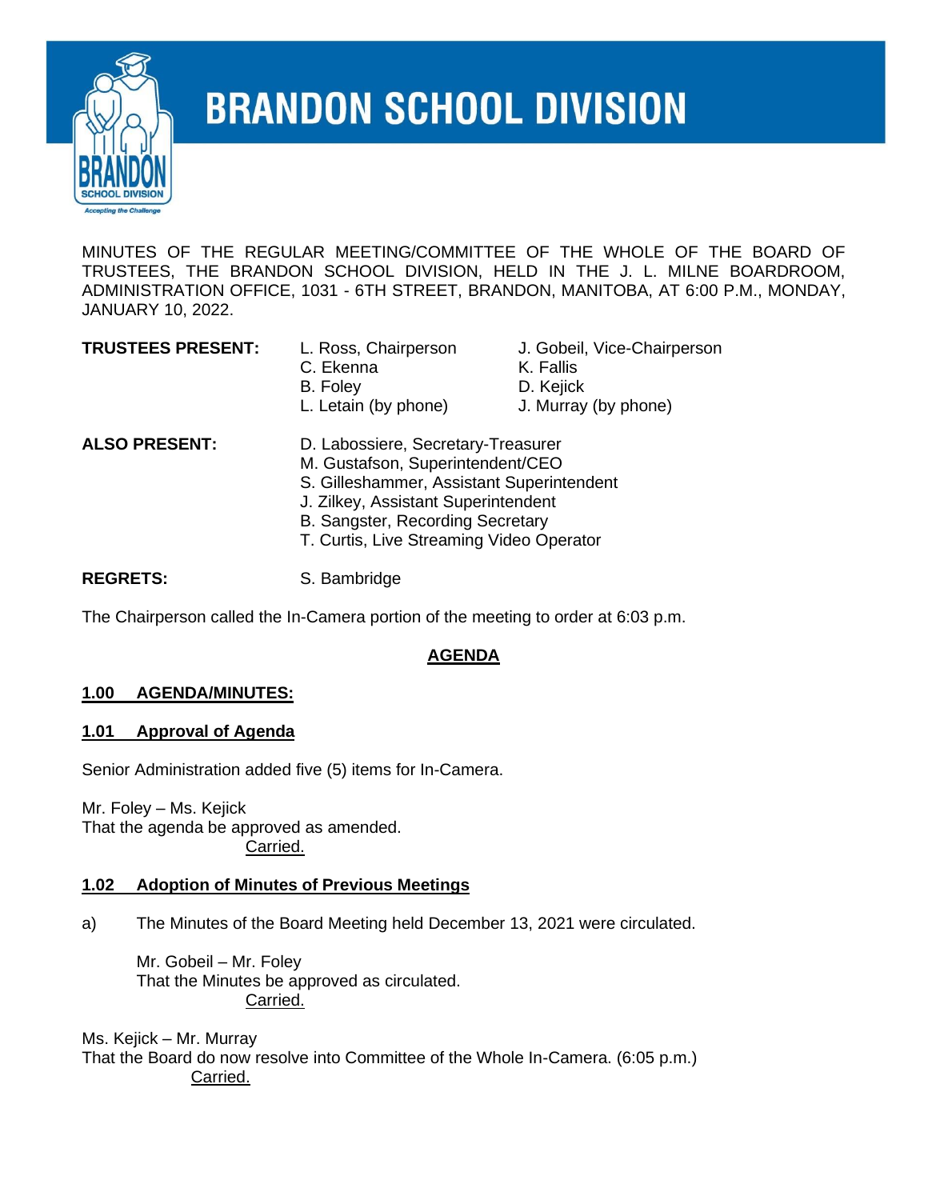# BRANDON SCHOOL DIVISION

MINUTES OF THE REGULAR MEETING/COMMITTEE OF THE WHOLE OF THE BOARD OF TRUSTEES, THE BRANDON SCHOOL DIVISION, HELD IN THE J. L. MILNE BOARDROOM, ADMINISTRATION OFFICE, 1031 - 6TH STREET, BRANDON, MANITOBA, AT 6:00 P.M., MONDAY, JANUARY 10, 2022.

**TRUSTEES PRESENT:**
L. Ross, Chairperson
J. Gobeil, Vice-Chairperson
C. Ekenna
K. Fallis
B. Foley
D. Kejick
L. Letain (by phone)
J. Murray (by phone)

**ALSO PRESENT:**
D. Labossiere, Secretary-Treasurer
M. Gustafson, Superintendent/CEO
S. Gilleshammer, Assistant Superintendent
J. Zilkey, Assistant Superintendent
B. Sangster, Recording Secretary
T. Curtis, Live Streaming Video Operator

**REGRETS:** S. Bambridge

The Chairperson called the In-Camera portion of the meeting to order at 6:03 p.m.

## AGENDA

### 1.00 AGENDA/MINUTES:

### 1.01 Approval of Agenda

Senior Administration added five (5) items for In-Camera.

Mr. Foley – Ms. Kejick
That the agenda be approved as amended.
Carried.

### 1.02 Adoption of Minutes of Previous Meetings

a) The Minutes of the Board Meeting held December 13, 2021 were circulated.

Mr. Gobeil – Mr. Foley
That the Minutes be approved as circulated.
Carried.

Ms. Kejick – Mr. Murray
That the Board do now resolve into Committee of the Whole In-Camera. (6:05 p.m.)
Carried.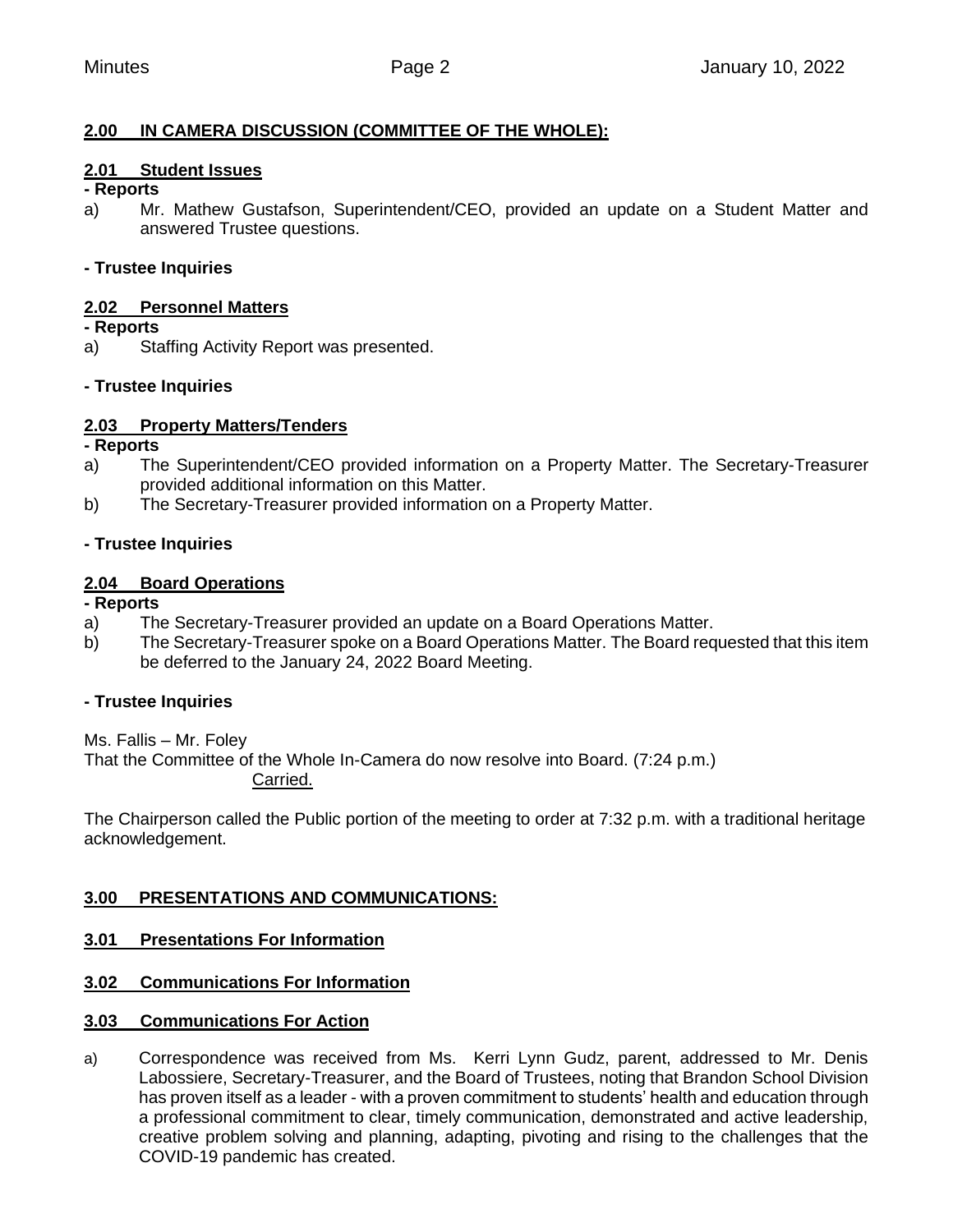## 2.00 IN CAMERA DISCUSSION (COMMITTEE OF THE WHOLE):

### 2.01 Student Issues

**- Reports**

a) Mr. Mathew Gustafson, Superintendent/CEO, provided an update on a Student Matter and answered Trustee questions.

**- Trustee Inquiries**

### 2.02 Personnel Matters

**- Reports**

a) Staffing Activity Report was presented.

**- Trustee Inquiries**

### 2.03 Property Matters/Tenders

**- Reports**

a) The Superintendent/CEO provided information on a Property Matter. The Secretary-Treasurer provided additional information on this Matter.

b) The Secretary-Treasurer provided information on a Property Matter.

**- Trustee Inquiries**

### 2.04 Board Operations

**- Reports**

a) The Secretary-Treasurer provided an update on a Board Operations Matter.

b) The Secretary-Treasurer spoke on a Board Operations Matter. The Board requested that this item be deferred to the January 24, 2022 Board Meeting.

**- Trustee Inquiries**

Ms. Fallis – Mr. Foley
That the Committee of the Whole In-Camera do now resolve into Board. (7:24 p.m.)
Carried.

The Chairperson called the Public portion of the meeting to order at 7:32 p.m. with a traditional heritage acknowledgement.

## 3.00 PRESENTATIONS AND COMMUNICATIONS:

### 3.01 Presentations For Information

### 3.02 Communications For Information

### 3.03 Communications For Action

a) Correspondence was received from Ms. Kerri Lynn Gudz, parent, addressed to Mr. Denis Labossiere, Secretary-Treasurer, and the Board of Trustees, noting that Brandon School Division has proven itself as a leader - with a proven commitment to students' health and education through a professional commitment to clear, timely communication, demonstrated and active leadership, creative problem solving and planning, adapting, pivoting and rising to the challenges that the COVID-19 pandemic has created.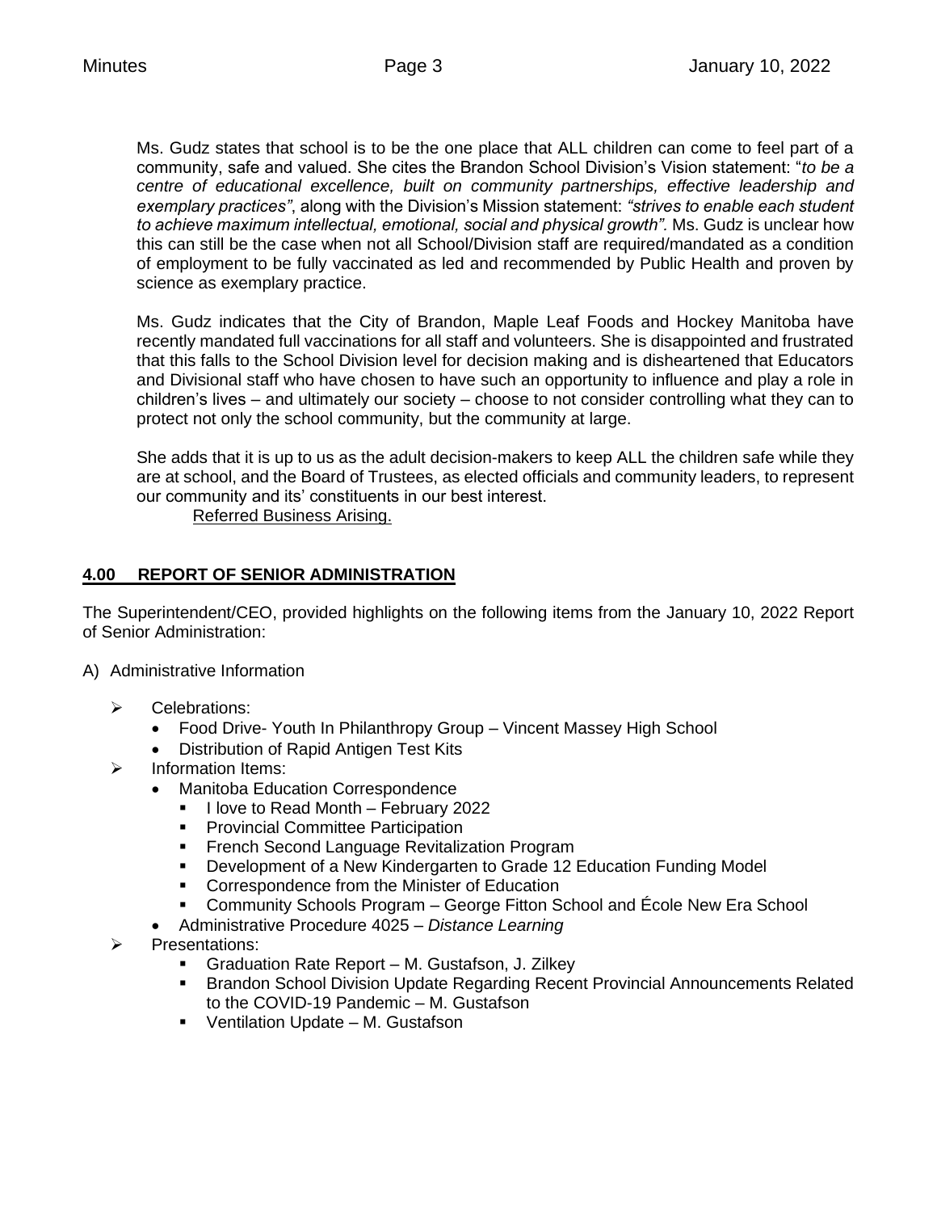Ms. Gudz states that school is to be the one place that ALL children can come to feel part of a community, safe and valued. She cites the Brandon School Division's Vision statement: "*to be a centre of educational excellence, built on community partnerships, effective leadership and exemplary practices"*, along with the Division's Mission statement: *"strives to enable each student to achieve maximum intellectual, emotional, social and physical growth".* Ms. Gudz is unclear how this can still be the case when not all School/Division staff are required/mandated as a condition of employment to be fully vaccinated as led and recommended by Public Health and proven by science as exemplary practice.

Ms. Gudz indicates that the City of Brandon, Maple Leaf Foods and Hockey Manitoba have recently mandated full vaccinations for all staff and volunteers. She is disappointed and frustrated that this falls to the School Division level for decision making and is disheartened that Educators and Divisional staff who have chosen to have such an opportunity to influence and play a role in children's lives – and ultimately our society – choose to not consider controlling what they can to protect not only the school community, but the community at large.

She adds that it is up to us as the adult decision-makers to keep ALL the children safe while they are at school, and the Board of Trustees, as elected officials and community leaders, to represent our community and its' constituents in our best interest.

Referred Business Arising.

## 4.00 REPORT OF SENIOR ADMINISTRATION

The Superintendent/CEO, provided highlights on the following items from the January 10, 2022 Report of Senior Administration:

A) Administrative Information

- Celebrations:
  - Food Drive- Youth In Philanthropy Group – Vincent Massey High School
  - Distribution of Rapid Antigen Test Kits
- Information Items:
  - Manitoba Education Correspondence
    - I love to Read Month – February 2022
    - Provincial Committee Participation
    - French Second Language Revitalization Program
    - Development of a New Kindergarten to Grade 12 Education Funding Model
    - Correspondence from the Minister of Education
    - Community Schools Program – George Fitton School and École New Era School
  - Administrative Procedure 4025 – *Distance Learning*
- Presentations:
  - Graduation Rate Report – M. Gustafson, J. Zilkey
  - Brandon School Division Update Regarding Recent Provincial Announcements Related to the COVID-19 Pandemic – M. Gustafson
  - Ventilation Update – M. Gustafson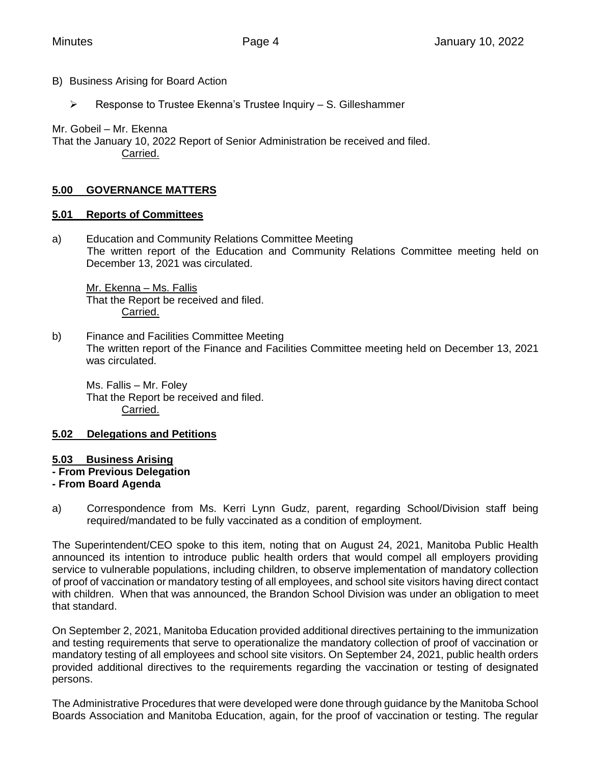B) Business Arising for Board Action

- Response to Trustee Ekenna's Trustee Inquiry – S. Gilleshammer

Mr. Gobeil – Mr. Ekenna
That the January 10, 2022 Report of Senior Administration be received and filed.
Carried.

## 5.00 GOVERNANCE MATTERS

### 5.01 Reports of Committees

a) Education and Community Relations Committee Meeting
The written report of the Education and Community Relations Committee meeting held on December 13, 2021 was circulated.

Mr. Ekenna – Ms. Fallis
That the Report be received and filed.
Carried.

b) Finance and Facilities Committee Meeting
The written report of the Finance and Facilities Committee meeting held on December 13, 2021 was circulated.

Ms. Fallis – Mr. Foley
That the Report be received and filed.
Carried.

### 5.02 Delegations and Petitions

### 5.03 Business Arising
**- From Previous Delegation**
**- From Board Agenda**

a) Correspondence from Ms. Kerri Lynn Gudz, parent, regarding School/Division staff being required/mandated to be fully vaccinated as a condition of employment.

The Superintendent/CEO spoke to this item, noting that on August 24, 2021, Manitoba Public Health announced its intention to introduce public health orders that would compel all employers providing service to vulnerable populations, including children, to observe implementation of mandatory collection of proof of vaccination or mandatory testing of all employees, and school site visitors having direct contact with children. When that was announced, the Brandon School Division was under an obligation to meet that standard.

On September 2, 2021, Manitoba Education provided additional directives pertaining to the immunization and testing requirements that serve to operationalize the mandatory collection of proof of vaccination or mandatory testing of all employees and school site visitors. On September 24, 2021, public health orders provided additional directives to the requirements regarding the vaccination or testing of designated persons.

The Administrative Procedures that were developed were done through guidance by the Manitoba School Boards Association and Manitoba Education, again, for the proof of vaccination or testing. The regular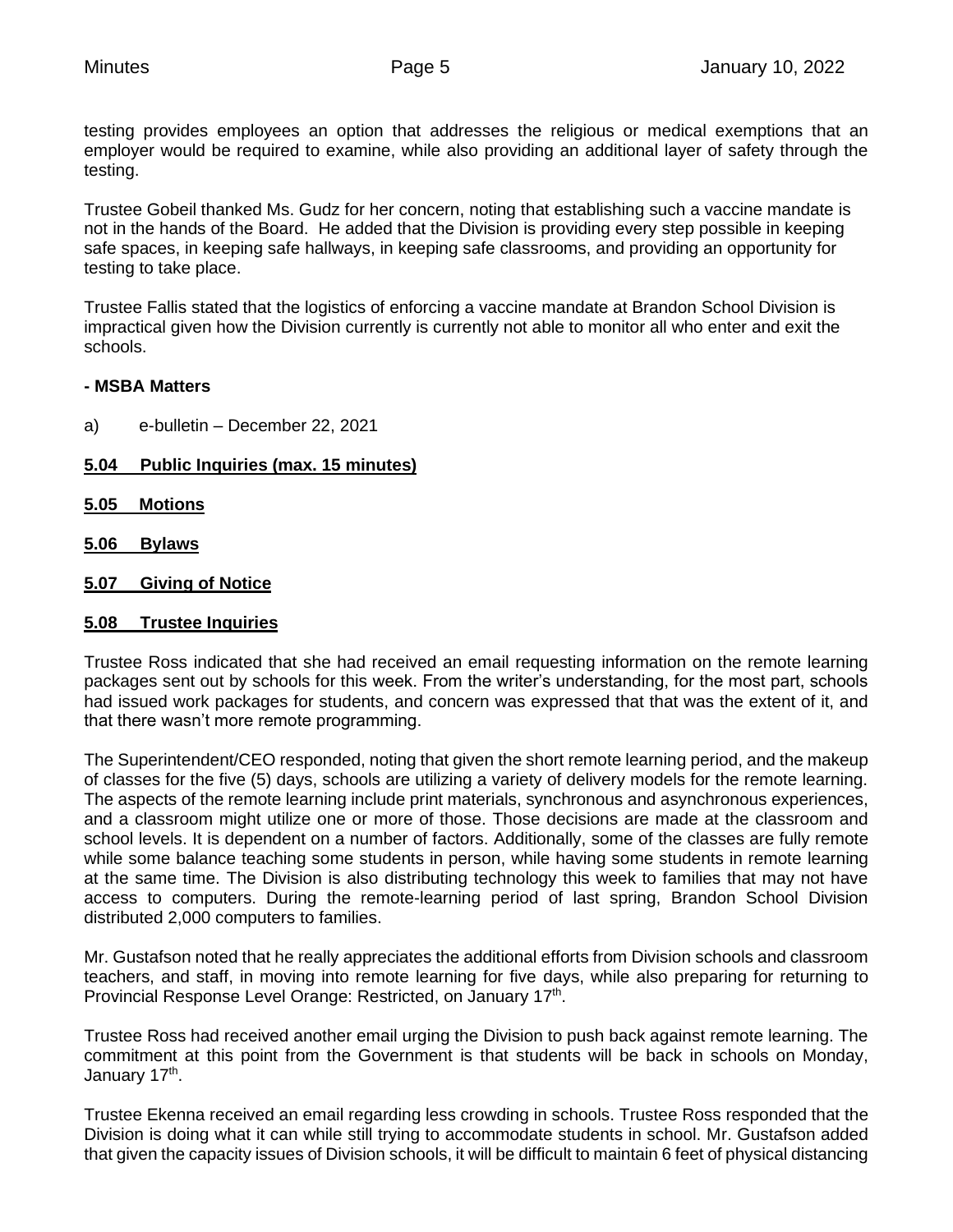testing provides employees an option that addresses the religious or medical exemptions that an employer would be required to examine, while also providing an additional layer of safety through the testing.

Trustee Gobeil thanked Ms. Gudz for her concern, noting that establishing such a vaccine mandate is not in the hands of the Board. He added that the Division is providing every step possible in keeping safe spaces, in keeping safe hallways, in keeping safe classrooms, and providing an opportunity for testing to take place.

Trustee Fallis stated that the logistics of enforcing a vaccine mandate at Brandon School Division is impractical given how the Division currently is currently not able to monitor all who enter and exit the schools.

**- MSBA Matters**

a) e-bulletin – December 22, 2021

**5.04 Public Inquiries (max. 15 minutes)**

**5.05 Motions**

**5.06 Bylaws**

**5.07 Giving of Notice**

**5.08 Trustee Inquiries**

Trustee Ross indicated that she had received an email requesting information on the remote learning packages sent out by schools for this week. From the writer's understanding, for the most part, schools had issued work packages for students, and concern was expressed that that was the extent of it, and that there wasn't more remote programming.

The Superintendent/CEO responded, noting that given the short remote learning period, and the makeup of classes for the five (5) days, schools are utilizing a variety of delivery models for the remote learning. The aspects of the remote learning include print materials, synchronous and asynchronous experiences, and a classroom might utilize one or more of those. Those decisions are made at the classroom and school levels. It is dependent on a number of factors. Additionally, some of the classes are fully remote while some balance teaching some students in person, while having some students in remote learning at the same time. The Division is also distributing technology this week to families that may not have access to computers. During the remote-learning period of last spring, Brandon School Division distributed 2,000 computers to families.

Mr. Gustafson noted that he really appreciates the additional efforts from Division schools and classroom teachers, and staff, in moving into remote learning for five days, while also preparing for returning to Provincial Response Level Orange: Restricted, on January 17th.

Trustee Ross had received another email urging the Division to push back against remote learning. The commitment at this point from the Government is that students will be back in schools on Monday, January 17th.

Trustee Ekenna received an email regarding less crowding in schools. Trustee Ross responded that the Division is doing what it can while still trying to accommodate students in school. Mr. Gustafson added that given the capacity issues of Division schools, it will be difficult to maintain 6 feet of physical distancing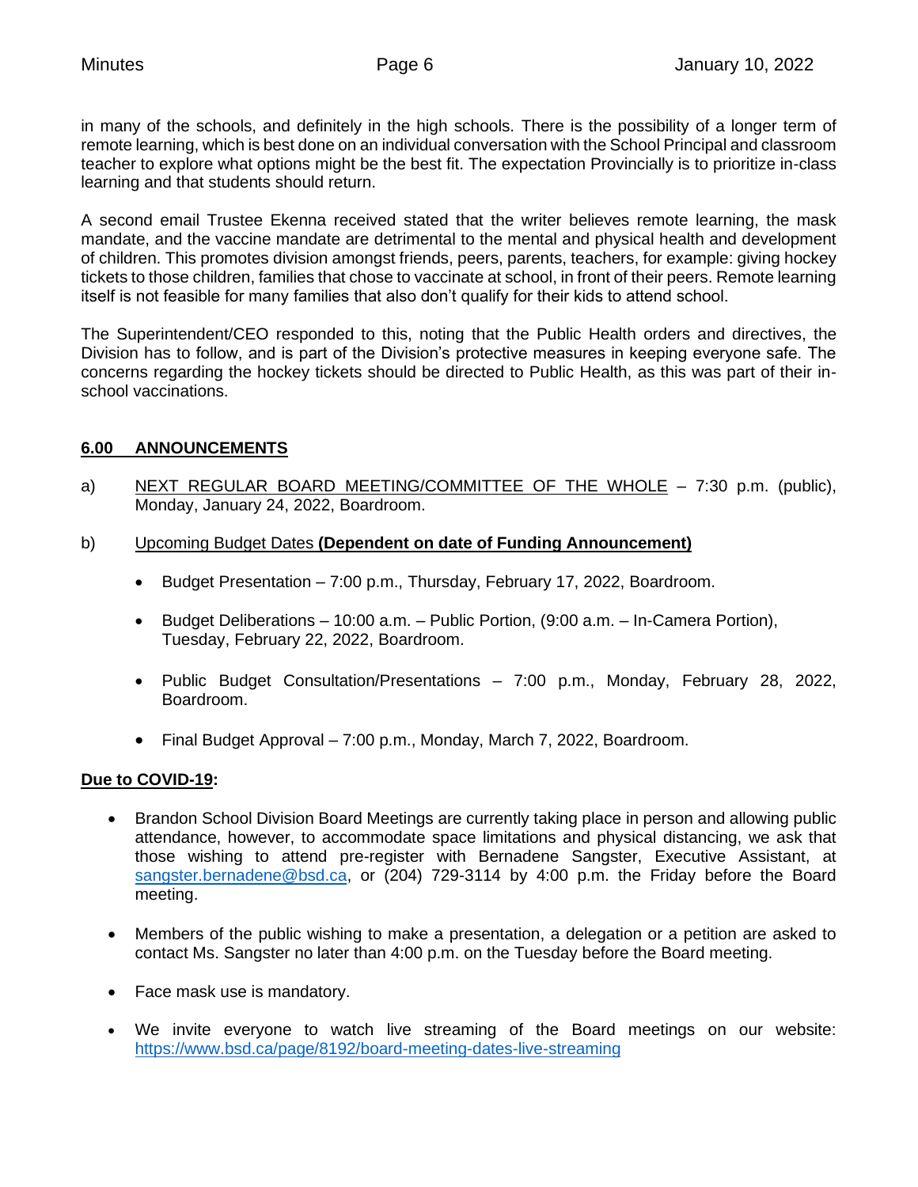in many of the schools, and definitely in the high schools. There is the possibility of a longer term of remote learning, which is best done on an individual conversation with the School Principal and classroom teacher to explore what options might be the best fit. The expectation Provincially is to prioritize in-class learning and that students should return.

A second email Trustee Ekenna received stated that the writer believes remote learning, the mask mandate, and the vaccine mandate are detrimental to the mental and physical health and development of children. This promotes division amongst friends, peers, parents, teachers, for example: giving hockey tickets to those children, families that chose to vaccinate at school, in front of their peers. Remote learning itself is not feasible for many families that also don't qualify for their kids to attend school.

The Superintendent/CEO responded to this, noting that the Public Health orders and directives, the Division has to follow, and is part of the Division's protective measures in keeping everyone safe. The concerns regarding the hockey tickets should be directed to Public Health, as this was part of their in-school vaccinations.

## 6.00 ANNOUNCEMENTS

a) NEXT REGULAR BOARD MEETING/COMMITTEE OF THE WHOLE – 7:30 p.m. (public), Monday, January 24, 2022, Boardroom.

b) Upcoming Budget Dates **(Dependent on date of Funding Announcement)**

- Budget Presentation – 7:00 p.m., Thursday, February 17, 2022, Boardroom.
- Budget Deliberations – 10:00 a.m. – Public Portion, (9:00 a.m. – In-Camera Portion), Tuesday, February 22, 2022, Boardroom.
- Public Budget Consultation/Presentations – 7:00 p.m., Monday, February 28, 2022, Boardroom.
- Final Budget Approval – 7:00 p.m., Monday, March 7, 2022, Boardroom.

**Due to COVID-19:**

- Brandon School Division Board Meetings are currently taking place in person and allowing public attendance, however, to accommodate space limitations and physical distancing, we ask that those wishing to attend pre-register with Bernadene Sangster, Executive Assistant, at sangster.bernadene@bsd.ca, or (204) 729-3114 by 4:00 p.m. the Friday before the Board meeting.
- Members of the public wishing to make a presentation, a delegation or a petition are asked to contact Ms. Sangster no later than 4:00 p.m. on the Tuesday before the Board meeting.
- Face mask use is mandatory.
- We invite everyone to watch live streaming of the Board meetings on our website: https://www.bsd.ca/page/8192/board-meeting-dates-live-streaming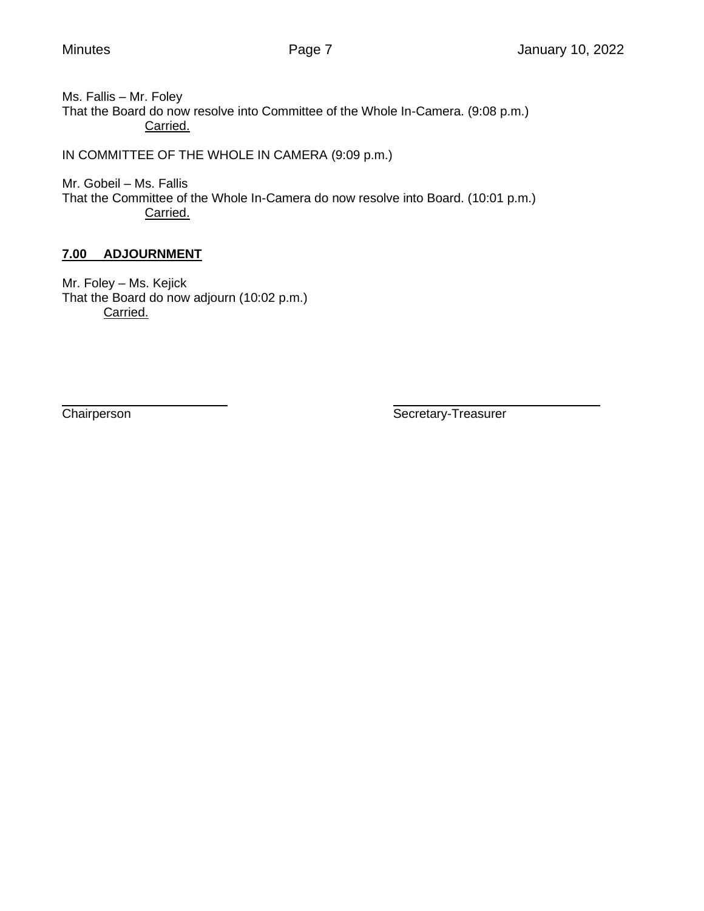Ms. Fallis – Mr. Foley
That the Board do now resolve into Committee of the Whole In-Camera. (9:08 p.m.)
Carried.

IN COMMITTEE OF THE WHOLE IN CAMERA (9:09 p.m.)

Mr. Gobeil – Ms. Fallis
That the Committee of the Whole In-Camera do now resolve into Board. (10:01 p.m.)
Carried.

## 7.00 ADJOURNMENT

Mr. Foley – Ms. Kejick
That the Board do now adjourn (10:02 p.m.)
Carried.

Chairperson

Secretary-Treasurer